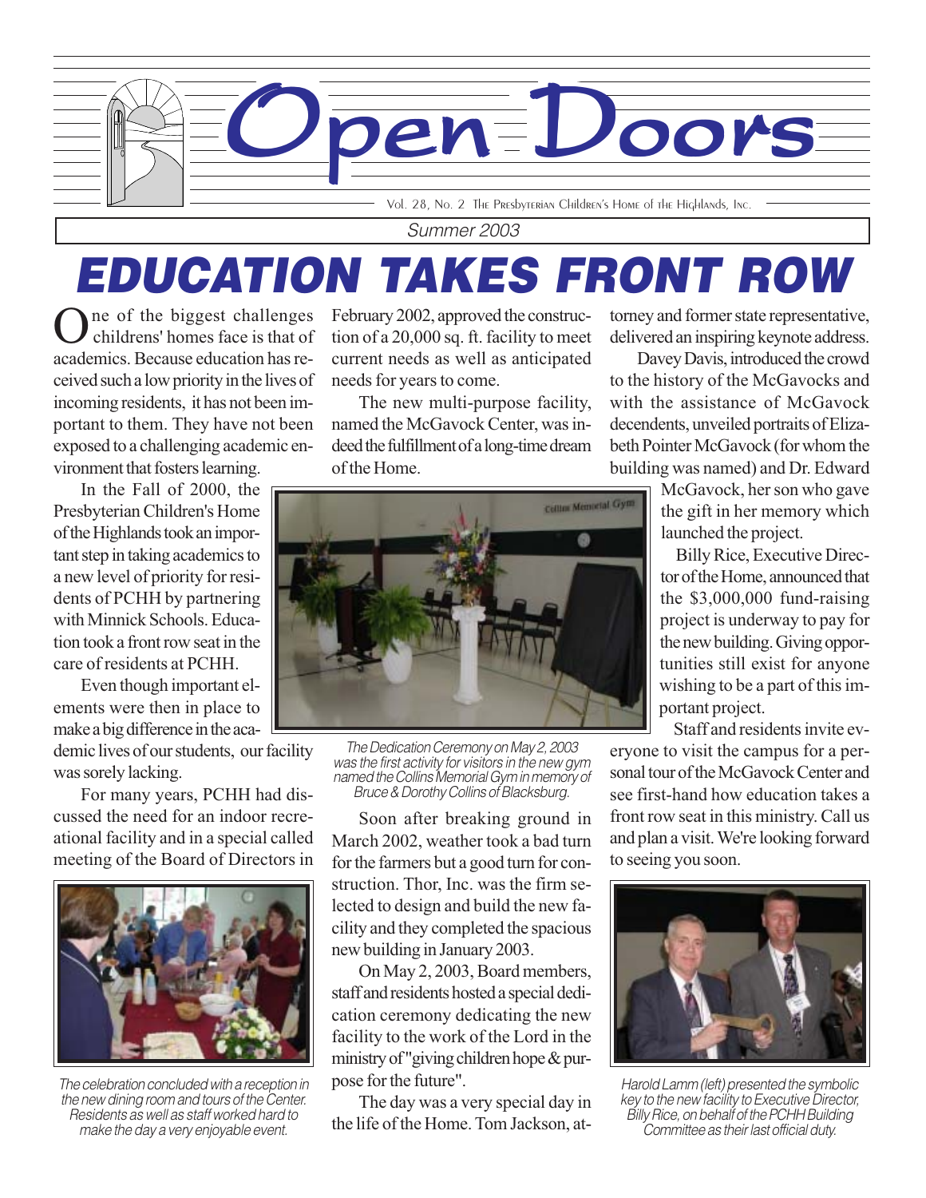# Open Doors

Vol. 28, No. 2 The Presbyterian Children's Home of the Highlands, Inc.

Summer 2003

# EDUCATION TAKES FRONT ROW

One of the biggest challenges childrens' homes face is that of academics. Because education has received such a low priority in the lives of incoming residents, it has not been important to them. They have not been exposed to a challenging academic environment that fosters learning.

In the Fall of 2000, the Presbyterian Children's Home of the Highlands took an important step in taking academics to a new level of priority for residents of PCHH by partnering with Minnick Schools. Education took a front row seat in the care of residents at PCHH.

Even though important elements were then in place to make a big difference in the academic lives of our students, our facility was sorely lacking.

For many years, PCHH had discussed the need for an indoor recreational facility and in a special called meeting of the Board of Directors in February 2002, approved the construction of a 20,000 sq. ft. facility to meet current needs as well as anticipated needs for years to come.

The new multi-purpose facility, named the McGavock Center, was indeed the fulfillment of a long-time dream of the Home.

*The Dedication Ceremony on May 2, 2003 was the first activity for visitors in the new gym named the Collins Memorial Gym in memory of Bruce & Dorothy Collins of Blacksburg.*

Soon after breaking ground in March 2002, weather took a bad turn for the farmers but a good turn for construction. Thor, Inc. was the firm selected to design and build the new facility and they completed the spacious new building in January 2003.

On May 2, 2003, Board members, staff and residents hosted a special dedication ceremony dedicating the new facility to the work of the Lord in the ministry of "giving children hope & purpose for the future".

The day was a very special day in the life of the Home. Tom Jackson, attorney and former state representative, delivered an inspiring keynote address.

Davey Davis, introduced the crowd to the history of the McGavocks and with the assistance of McGavock decendents, unveiled portraits of Elizabeth Pointer McGavock (for whom the building was named) and Dr. Edward McGavock, her son who gave the gift in her memory which launched the project.

Billy Rice, Executive Director of the Home, announced that the $3,000,000 fund-raising project is underway to pay for the new building. Giving opportunities still exist for anyone wishing to be a part of this important project.

Staff and residents invite everyone to visit the campus for a personal tour of the McGavock Center and see first-hand how education takes a front row seat in this ministry. Call us and plan a visit. We're looking forward to seeing you soon.

*The celebration concluded with a reception in the new dining room and tours of the Center. Residents as well as staff worked hard to make the day a very enjoyable event.*

*Harold Lamm (left) presented the symbolic key to the new facility to Executive Director, Billy Rice, on behalf of the PCHH Building Committee as their last official duty.*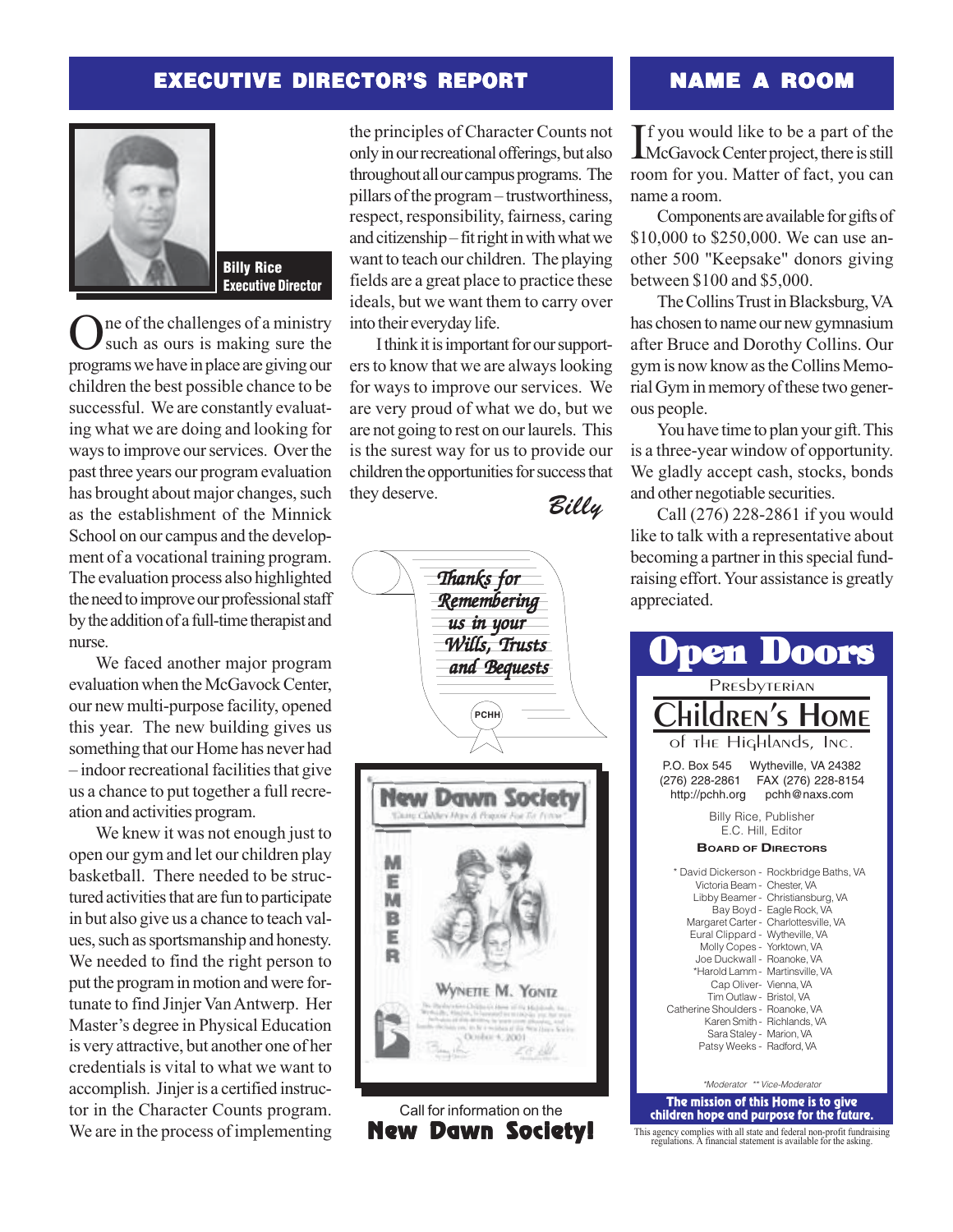## EXECUTIVE DIRECTOR'S REPORT

**Billy Rice**
**Executive Director**

One of the challenges of a ministry such as ours is making sure the programs we have in place are giving our children the best possible chance to be successful. We are constantly evaluating what we are doing and looking for ways to improve our services. Over the past three years our program evaluation has brought about major changes, such as the establishment of the Minnick School on our campus and the development of a vocational training program. The evaluation process also highlighted the need to improve our professional staff by the addition of a full-time therapist and nurse.

We faced another major program evaluation when the McGavock Center, our new multi-purpose facility, opened this year. The new building gives us something that our Home has never had – indoor recreational facilities that give us a chance to put together a full recreation and activities program.

We knew it was not enough just to open our gym and let our children play basketball. There needed to be structured activities that are fun to participate in but also give us a chance to teach values, such as sportsmanship and honesty. We needed to find the right person to put the program in motion and were fortunate to find Jinjer Van Antwerp. Her Master's degree in Physical Education is very attractive, but another one of her credentials is vital to what we want to accomplish. Jinjer is a certified instructor in the Character Counts program. We are in the process of implementing the principles of Character Counts not only in our recreational offerings, but also throughout all our campus programs. The pillars of the program – trustworthiness, respect, responsibility, fairness, caring and citizenship – fit right in with what we want to teach our children. The playing fields are a great place to practice these ideals, but we want them to carry over into their everyday life.

I think it is important for our supporters to know that we are always looking for ways to improve our services. We are very proud of what we do, but we are not going to rest on our laurels. This is the surest way for us to provide our children the opportunities for success that they deserve.

*Billy*

*Thanks for Remembering us in your Wills, Trusts and Bequests*

PCHH

Call for information on the
**New Dawn Society!**

## NAME A ROOM

If you would like to be a part of the McGavock Center project, there is still room for you. Matter of fact, you can name a room.

Components are available for gifts of $10,000 to $250,000. We can use another 500 "Keepsake" donors giving between $100 and $5,000.

The Collins Trust in Blacksburg, VA has chosen to name our new gymnasium after Bruce and Dorothy Collins. Our gym is now know as the Collins Memorial Gym in memory of these two generous people.

You have time to plan your gift. This is a three-year window of opportunity. We gladly accept cash, stocks, bonds and other negotiable securities.

Call (276) 228-2861 if you would like to talk with a representative about becoming a partner in this special fundraising effort. Your assistance is greatly appreciated.

# Open Doors

**Presbyterian Children's Home of the Highlands, Inc.**

P.O. Box 545 Wytheville, VA 24382
(276) 228-2861 FAX (276) 228-8154
http://pchh.org pchh@naxs.com

Billy Rice, Publisher
E.C. Hill, Editor

**Board of Directors**

- * David Dickerson - Rockbridge Baths, VA
- Victoria Beam - Chester, VA
- Libby Beamer - Christiansburg, VA
- Bay Boyd - Eagle Rock, VA
- Margaret Carter - Charlottesville, VA
- Eural Clippard - Wytheville, VA
- Molly Copes - Yorktown, VA
- Joe Duckwall - Roanoke, VA
- *Harold Lamm - Martinsville, VA
- Cap Oliver - Vienna, VA
- Tim Outlaw - Bristol, VA
- Catherine Shoulders - Roanoke, VA
- Karen Smith - Richlands, VA
- Sara Staley - Marion, VA
- Patsy Weeks - Radford, VA

*Moderator ** Vice-Moderator

**The mission of this Home is to give children hope and purpose for the future.**

This agency complies with all state and federal non-profit fundraising regulations. A financial statement is available for the asking.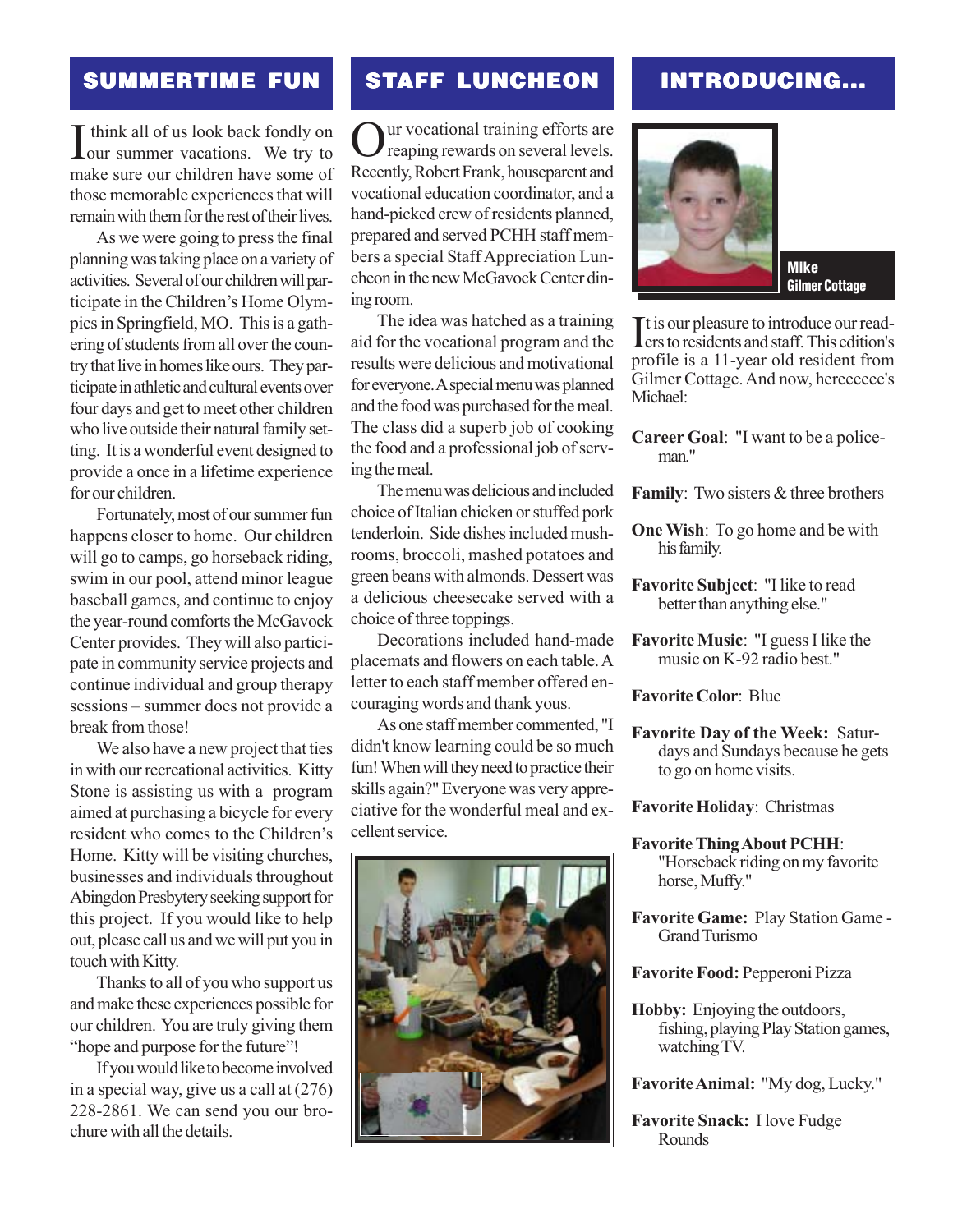## SUMMERTIME FUN

I think all of us look back fondly on our summer vacations. We try to make sure our children have some of those memorable experiences that will remain with them for the rest of their lives.

As we were going to press the final planning was taking place on a variety of activities. Several of our children will participate in the Children's Home Olympics in Springfield, MO. This is a gathering of students from all over the country that live in homes like ours. They participate in athletic and cultural events over four days and get to meet other children who live outside their natural family setting. It is a wonderful event designed to provide a once in a lifetime experience for our children.

Fortunately, most of our summer fun happens closer to home. Our children will go to camps, go horseback riding, swim in our pool, attend minor league baseball games, and continue to enjoy the year-round comforts the McGavock Center provides. They will also participate in community service projects and continue individual and group therapy sessions – summer does not provide a break from those!

We also have a new project that ties in with our recreational activities. Kitty Stone is assisting us with a program aimed at purchasing a bicycle for every resident who comes to the Children's Home. Kitty will be visiting churches, businesses and individuals throughout Abingdon Presbytery seeking support for this project. If you would like to help out, please call us and we will put you in touch with Kitty.

Thanks to all of you who support us and make these experiences possible for our children. You are truly giving them "hope and purpose for the future"!

If you would like to become involved in a special way, give us a call at (276) 228-2861. We can send you our brochure with all the details.

## STAFF LUNCHEON

Our vocational training efforts are reaping rewards on several levels. Recently, Robert Frank, houseparent and vocational education coordinator, and a hand-picked crew of residents planned, prepared and served PCHH staff members a special Staff Appreciation Luncheon in the new McGavock Center dining room.

The idea was hatched as a training aid for the vocational program and the results were delicious and motivational for everyone. A special menu was planned and the food was purchased for the meal. The class did a superb job of cooking the food and a professional job of serving the meal.

The menu was delicious and included choice of Italian chicken or stuffed pork tenderloin. Side dishes included mushrooms, broccoli, mashed potatoes and green beans with almonds. Dessert was a delicious cheesecake served with a choice of three toppings.

Decorations included hand-made placemats and flowers on each table. A letter to each staff member offered encouraging words and thank yous.

As one staff member commented, "I didn't know learning could be so much fun! When will they need to practice their skills again?" Everyone was very appreciative for the wonderful meal and excellent service.

## INTRODUCING...

**Mike**
**Gilmer Cottage**

It is our pleasure to introduce our readers to residents and staff. This edition's profile is a 11-year old resident from Gilmer Cottage. And now, hereeeeee's Michael:

**Career Goal**: "I want to be a policeman."

**Family**: Two sisters & three brothers

**One Wish**: To go home and be with his family.

**Favorite Subject**: "I like to read better than anything else."

**Favorite Music**: "I guess I like the music on K-92 radio best."

**Favorite Color**: Blue

**Favorite Day of the Week:** Saturdays and Sundays because he gets to go on home visits.

**Favorite Holiday**: Christmas

**Favorite Thing About PCHH**: "Horseback riding on my favorite horse, Muffy."

**Favorite Game:** Play Station Game - Grand Turismo

**Favorite Food:** Pepperoni Pizza

**Hobby:** Enjoying the outdoors, fishing, playing Play Station games, watching TV.

**Favorite Animal:** "My dog, Lucky."

**Favorite Snack:** I love Fudge Rounds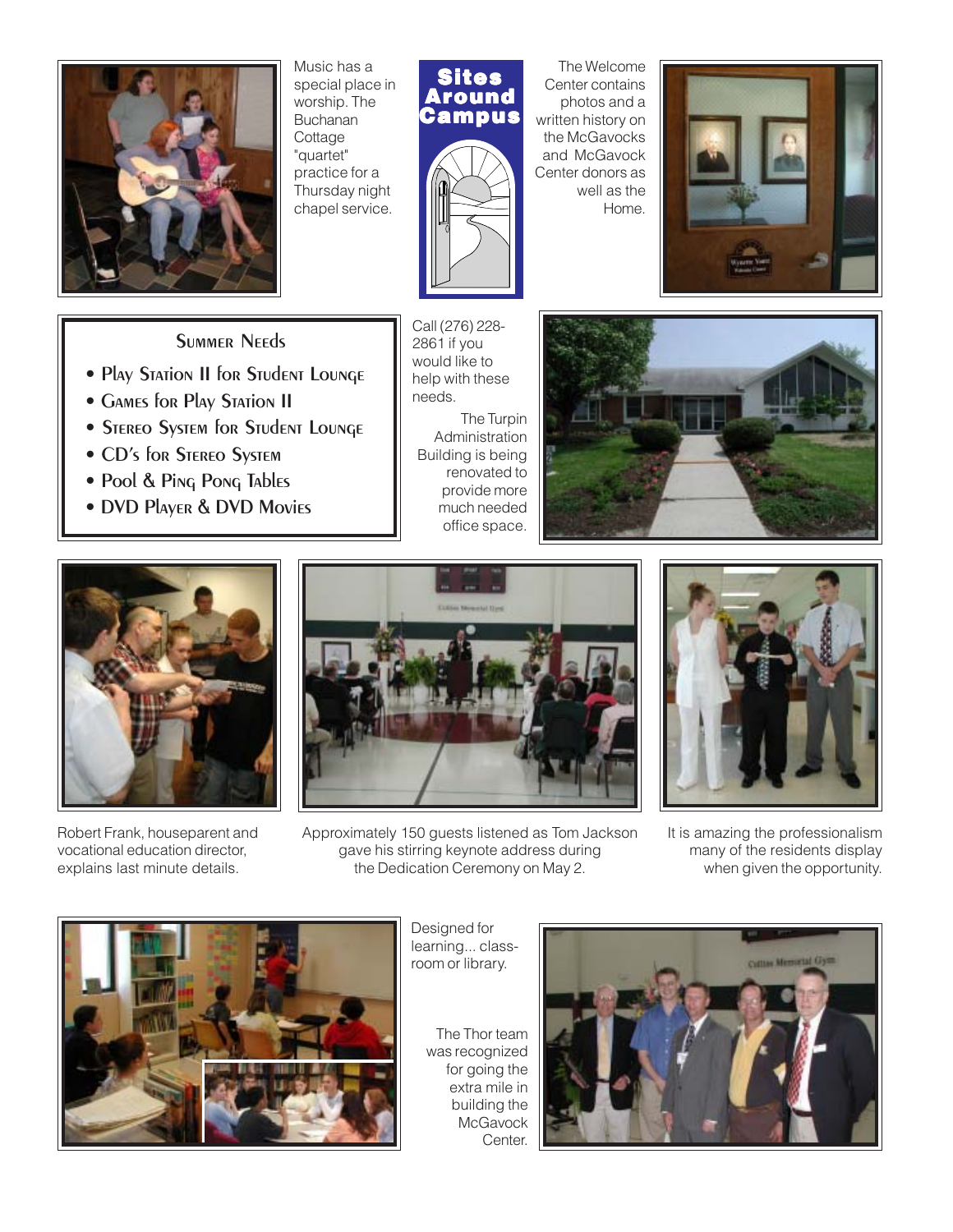Music has a special place in worship. The Buchanan Cottage "quartet" practice for a Thursday night chapel service.

## Sites Around Campus

The Welcome Center contains photos and a written history on the McGavocks and McGavock Center donors as well as the Home.

### Summer Needs

- Play Station II for Student Lounge
- Games for Play Station II
- Stereo System for Student Lounge
- CD's for Stereo System
- Pool & Ping Pong Tables
- DVD Player & DVD Movies

Call (276) 228-2861 if you would like to help with these needs.

The Turpin Administration Building is being renovated to provide more much needed office space.

Robert Frank, houseparent and vocational education director, explains last minute details.

Approximately 150 guests listened as Tom Jackson gave his stirring keynote address during the Dedication Ceremony on May 2.

It is amazing the professionalism many of the residents display when given the opportunity.

Designed for learning... classroom or library.

The Thor team was recognized for going the extra mile in building the McGavock Center.